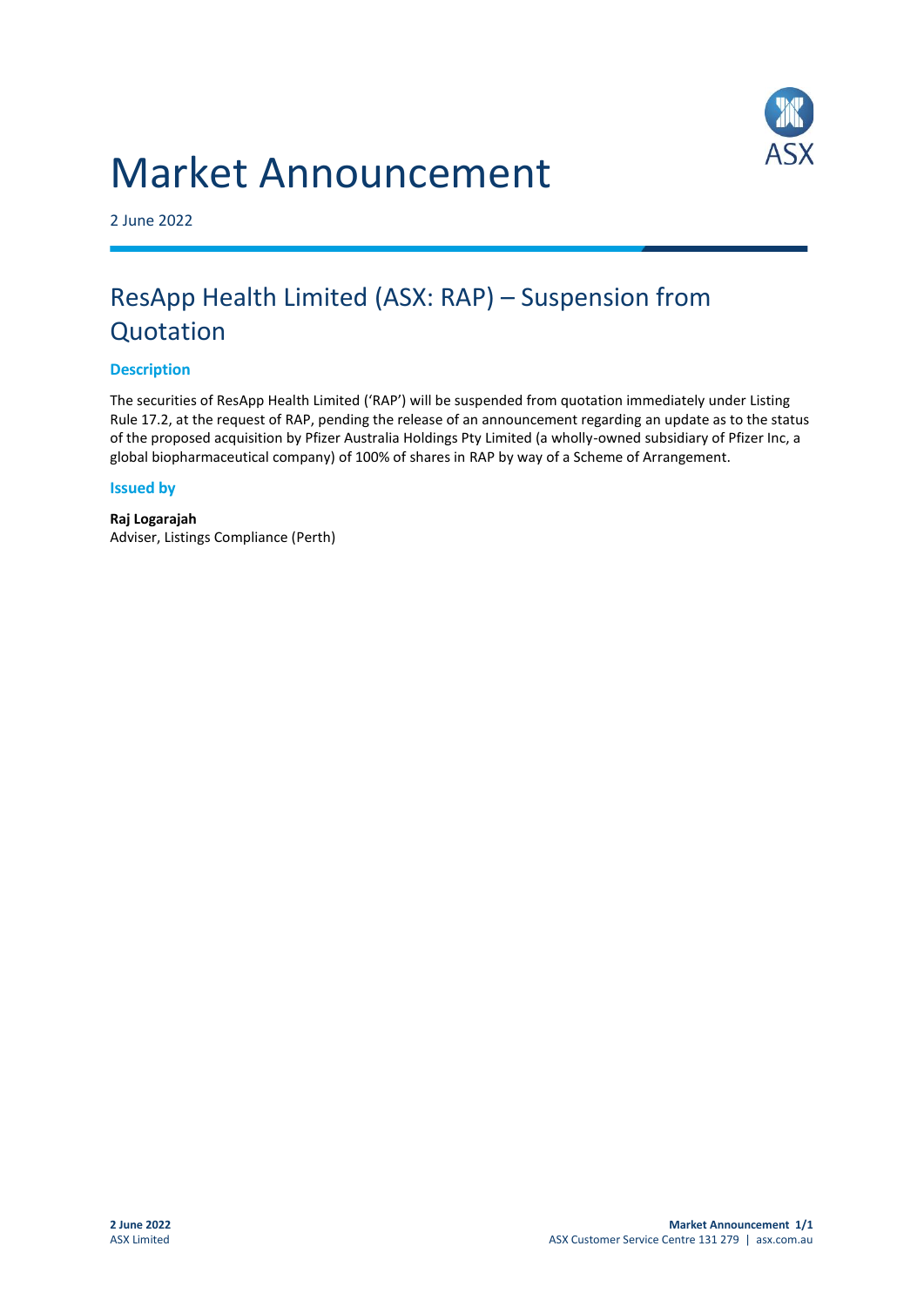# Market Announcement

2 June 2022

## ResApp Health Limited (ASX: RAP) – Suspension from Quotation

### Description

The securities of ResApp Health Limited ('RAP') will be suspended from quotation immediately under Listing Rule 17.2, at the request of RAP, pending the release of an announcement regarding an update as to the status of the proposed acquisition by Pfizer Australia Holdings Pty Limited (a wholly-owned subsidiary of Pfizer Inc, a global biopharmaceutical company) of 100% of shares in RAP by way of a Scheme of Arrangement.

### Issued by

**Raj Logarajah**
Adviser, Listings Compliance (Perth)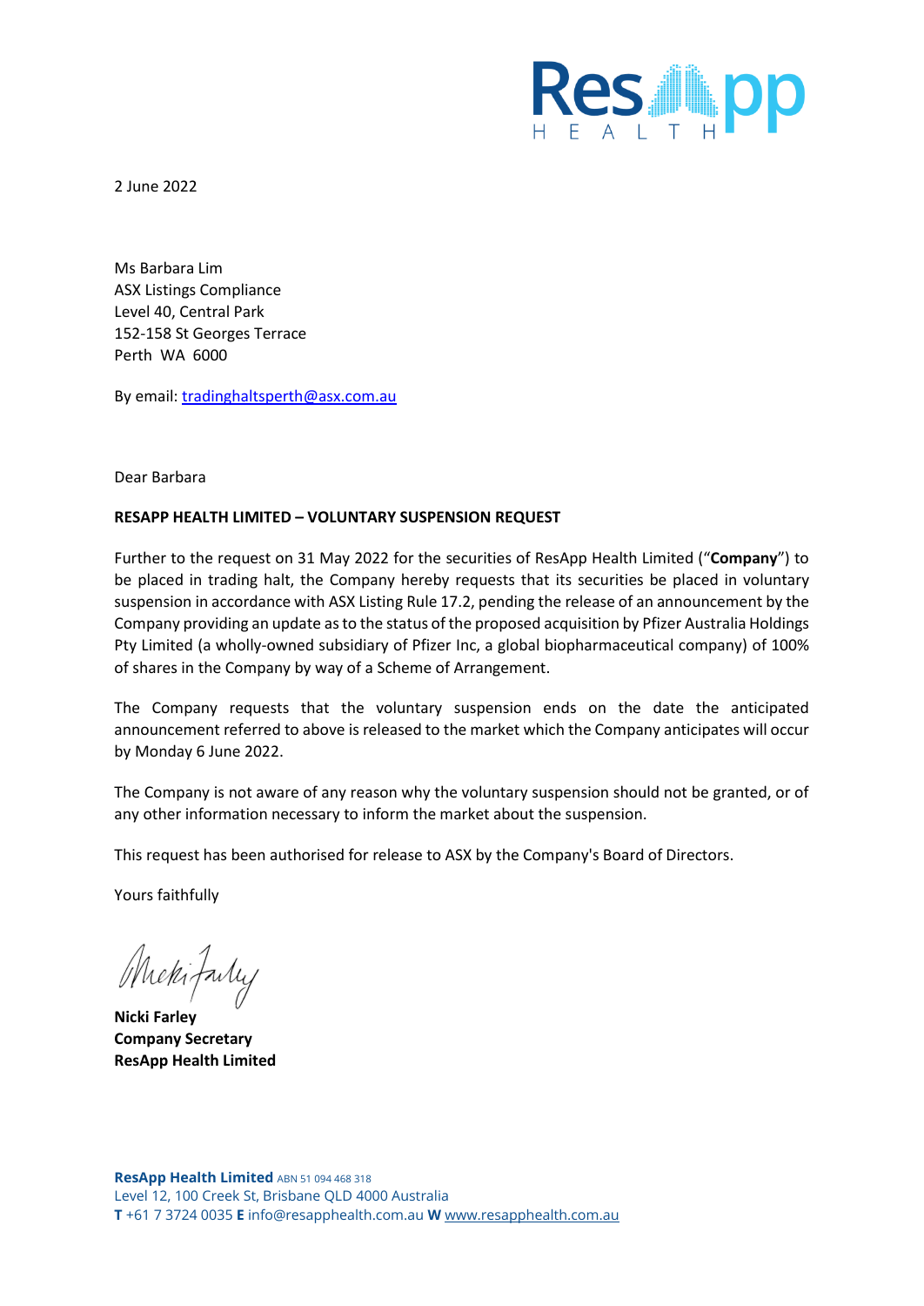2 June 2022

Ms Barbara Lim
ASX Listings Compliance
Level 40, Central Park
152-158 St Georges Terrace
Perth WA 6000

By email: tradinghaltsperth@asx.com.au

Dear Barbara

**RESAPP HEALTH LIMITED – VOLUNTARY SUSPENSION REQUEST**

Further to the request on 31 May 2022 for the securities of ResApp Health Limited ("**Company**") to be placed in trading halt, the Company hereby requests that its securities be placed in voluntary suspension in accordance with ASX Listing Rule 17.2, pending the release of an announcement by the Company providing an update as to the status of the proposed acquisition by Pfizer Australia Holdings Pty Limited (a wholly-owned subsidiary of Pfizer Inc, a global biopharmaceutical company) of 100% of shares in the Company by way of a Scheme of Arrangement.

The Company requests that the voluntary suspension ends on the date the anticipated announcement referred to above is released to the market which the Company anticipates will occur by Monday 6 June 2022.

The Company is not aware of any reason why the voluntary suspension should not be granted, or of any other information necessary to inform the market about the suspension.

This request has been authorised for release to ASX by the Company's Board of Directors.

Yours faithfully

**Nicki Farley**
**Company Secretary**
**ResApp Health Limited**

**ResApp Health Limited** ABN 51 094 468 318
Level 12, 100 Creek St, Brisbane QLD 4000 Australia
**T** +61 7 3724 0035 **E** info@resapphealth.com.au **W** www.resapphealth.com.au